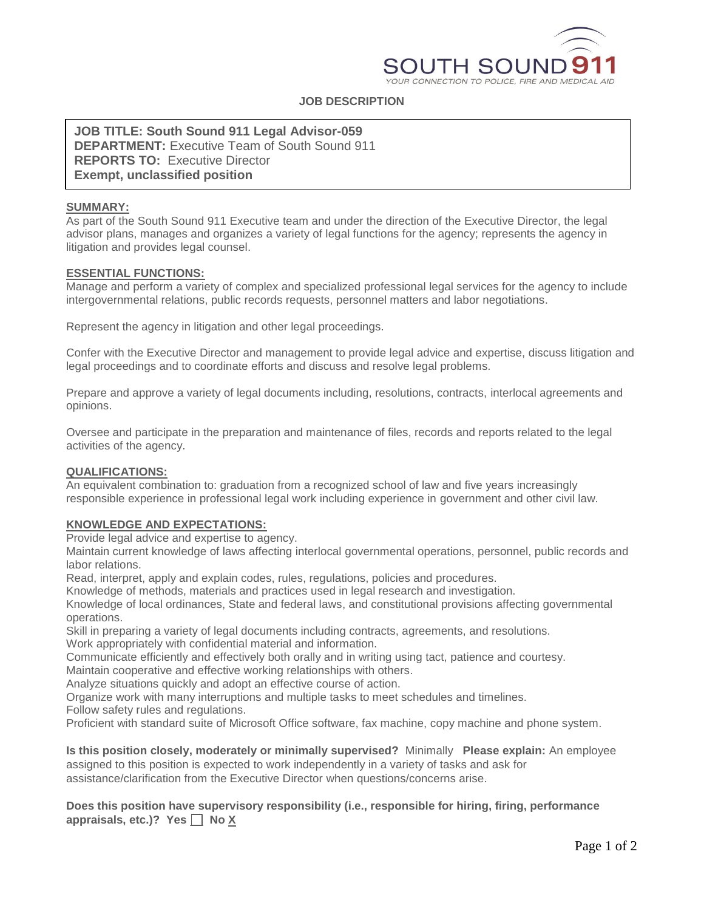SOUTH SOUND 911
YOUR CONNECTION TO POLICE, FIRE AND MEDICAL AID

## JOB DESCRIPTION

**JOB TITLE: South Sound 911 Legal Advisor-059**
**DEPARTMENT:** Executive Team of South Sound 911
**REPORTS TO:** Executive Director
**Exempt, unclassified position**

**SUMMARY:**
As part of the South Sound 911 Executive team and under the direction of the Executive Director, the legal advisor plans, manages and organizes a variety of legal functions for the agency; represents the agency in litigation and provides legal counsel.

**ESSENTIAL FUNCTIONS:**
Manage and perform a variety of complex and specialized professional legal services for the agency to include intergovernmental relations, public records requests, personnel matters and labor negotiations.

Represent the agency in litigation and other legal proceedings.

Confer with the Executive Director and management to provide legal advice and expertise, discuss litigation and legal proceedings and to coordinate efforts and discuss and resolve legal problems.

Prepare and approve a variety of legal documents including, resolutions, contracts, interlocal agreements and opinions.

Oversee and participate in the preparation and maintenance of files, records and reports related to the legal activities of the agency.

**QUALIFICATIONS:**
An equivalent combination to: graduation from a recognized school of law and five years increasingly responsible experience in professional legal work including experience in government and other civil law.

**KNOWLEDGE AND EXPECTATIONS:**
Provide legal advice and expertise to agency.
Maintain current knowledge of laws affecting interlocal governmental operations, personnel, public records and labor relations.
Read, interpret, apply and explain codes, rules, regulations, policies and procedures.
Knowledge of methods, materials and practices used in legal research and investigation.
Knowledge of local ordinances, State and federal laws, and constitutional provisions affecting governmental operations.
Skill in preparing a variety of legal documents including contracts, agreements, and resolutions.
Work appropriately with confidential material and information.
Communicate efficiently and effectively both orally and in writing using tact, patience and courtesy.
Maintain cooperative and effective working relationships with others.
Analyze situations quickly and adopt an effective course of action.
Organize work with many interruptions and multiple tasks to meet schedules and timelines.
Follow safety rules and regulations.
Proficient with standard suite of Microsoft Office software, fax machine, copy machine and phone system.

**Is this position closely, moderately or minimally supervised?** Minimally **Please explain:** An employee assigned to this position is expected to work independently in a variety of tasks and ask for assistance/clarification from the Executive Director when questions/concerns arise.

**Does this position have supervisory responsibility (i.e., responsible for hiring, firing, performance appraisals, etc.)? Yes ☐ No X**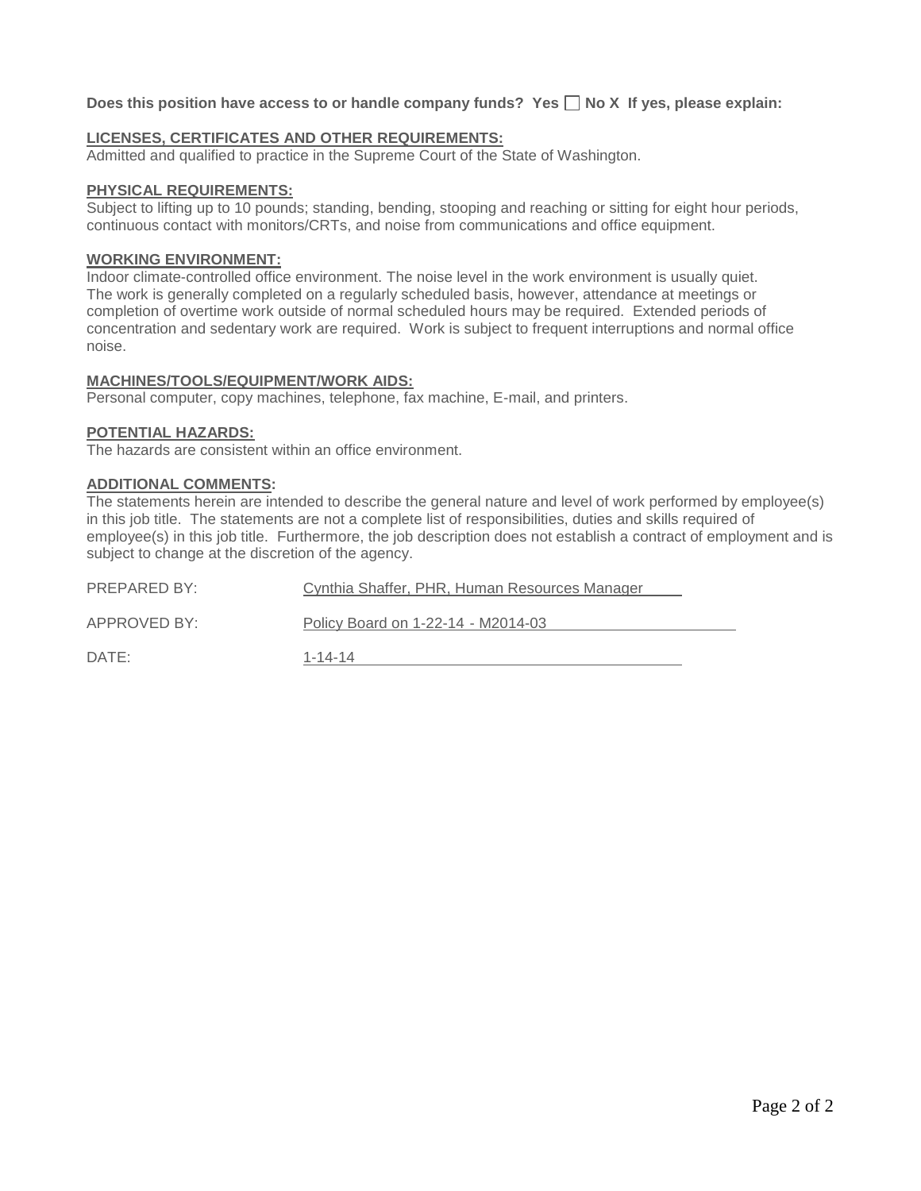**Does this position have access to or handle company funds? Yes ☐ No X If yes, please explain:**

**LICENSES, CERTIFICATES AND OTHER REQUIREMENTS:**
Admitted and qualified to practice in the Supreme Court of the State of Washington.

**PHYSICAL REQUIREMENTS:**
Subject to lifting up to 10 pounds; standing, bending, stooping and reaching or sitting for eight hour periods, continuous contact with monitors/CRTs, and noise from communications and office equipment.

**WORKING ENVIRONMENT:**
Indoor climate-controlled office environment. The noise level in the work environment is usually quiet. The work is generally completed on a regularly scheduled basis, however, attendance at meetings or completion of overtime work outside of normal scheduled hours may be required. Extended periods of concentration and sedentary work are required. Work is subject to frequent interruptions and normal office noise.

**MACHINES/TOOLS/EQUIPMENT/WORK AIDS:**
Personal computer, copy machines, telephone, fax machine, E-mail, and printers.

**POTENTIAL HAZARDS:**
The hazards are consistent within an office environment.

**ADDITIONAL COMMENTS:**
The statements herein are intended to describe the general nature and level of work performed by employee(s) in this job title. The statements are not a complete list of responsibilities, duties and skills required of employee(s) in this job title. Furthermore, the job description does not establish a contract of employment and is subject to change at the discretion of the agency.

PREPARED BY: Cynthia Shaffer, PHR, Human Resources Manager

APPROVED BY: Policy Board on 1-22-14 - M2014-03

DATE: 1-14-14